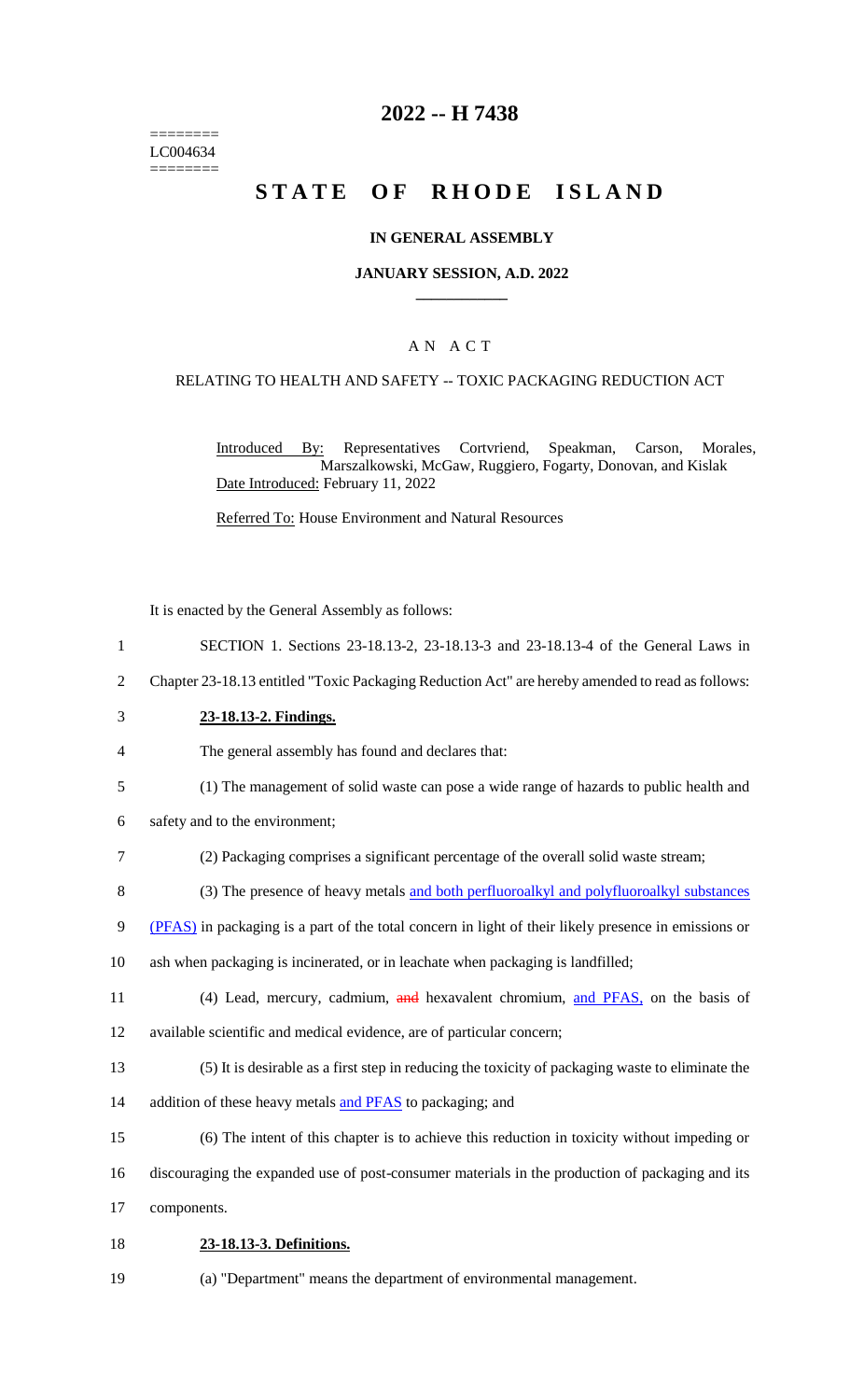========
LC004634
========

# 2022 -- H 7438

# STATE OF RHODE ISLAND

## IN GENERAL ASSEMBLY

### JANUARY SESSION, A.D. 2022

### A N A C T

### RELATING TO HEALTH AND SAFETY -- TOXIC PACKAGING REDUCTION ACT

Introduced By: Representatives Cortvriend, Speakman, Carson, Morales, Marszalkowski, McGaw, Ruggiero, Fogarty, Donovan, and Kislak
Date Introduced: February 11, 2022

Referred To: House Environment and Natural Resources

It is enacted by the General Assembly as follows:

1 SECTION 1. Sections 23-18.13-2, 23-18.13-3 and 23-18.13-4 of the General Laws in
2 Chapter 23-18.13 entitled "Toxic Packaging Reduction Act" are hereby amended to read as follows:

3 **23-18.13-2. Findings.**

4 The general assembly has found and declares that:

5 (1) The management of solid waste can pose a wide range of hazards to public health and
6 safety and to the environment;

7 (2) Packaging comprises a significant percentage of the overall solid waste stream;

8 (3) The presence of heavy metals and both perfluoroalkyl and polyfluoroalkyl substances
9 (PFAS) in packaging is a part of the total concern in light of their likely presence in emissions or
10 ash when packaging is incinerated, or in leachate when packaging is landfilled;

11 (4) Lead, mercury, cadmium, ~~and~~ hexavalent chromium, and PFAS, on the basis of
12 available scientific and medical evidence, are of particular concern;

13 (5) It is desirable as a first step in reducing the toxicity of packaging waste to eliminate the
14 addition of these heavy metals and PFAS to packaging; and

15 (6) The intent of this chapter is to achieve this reduction in toxicity without impeding or
16 discouraging the expanded use of post-consumer materials in the production of packaging and its
17 components.

18 **23-18.13-3. Definitions.**

19 (a) "Department" means the department of environmental management.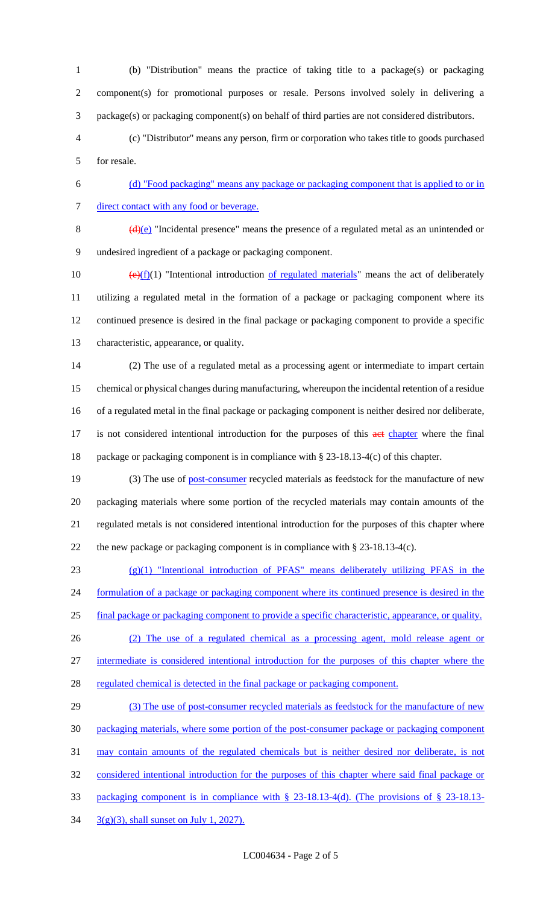(b) "Distribution" means the practice of taking title to a package(s) or packaging component(s) for promotional purposes or resale. Persons involved solely in delivering a package(s) or packaging component(s) on behalf of third parties are not considered distributors.

(c) "Distributor" means any person, firm or corporation who takes title to goods purchased for resale.

(d) "Food packaging" means any package or packaging component that is applied to or in direct contact with any food or beverage.

~~(d)~~(e) "Incidental presence" means the presence of a regulated metal as an unintended or undesired ingredient of a package or packaging component.

~~(e)~~(f)(1) "Intentional introduction of regulated materials" means the act of deliberately utilizing a regulated metal in the formation of a package or packaging component where its continued presence is desired in the final package or packaging component to provide a specific characteristic, appearance, or quality.

(2) The use of a regulated metal as a processing agent or intermediate to impart certain chemical or physical changes during manufacturing, whereupon the incidental retention of a residue of a regulated metal in the final package or packaging component is neither desired nor deliberate, is not considered intentional introduction for the purposes of this ~~act~~ chapter where the final package or packaging component is in compliance with § 23-18.13-4(c) of this chapter.

(3) The use of post-consumer recycled materials as feedstock for the manufacture of new packaging materials where some portion of the recycled materials may contain amounts of the regulated metals is not considered intentional introduction for the purposes of this chapter where the new package or packaging component is in compliance with § 23-18.13-4(c).

(g)(1) "Intentional introduction of PFAS" means deliberately utilizing PFAS in the formulation of a package or packaging component where its continued presence is desired in the final package or packaging component to provide a specific characteristic, appearance, or quality.

(2) The use of a regulated chemical as a processing agent, mold release agent or intermediate is considered intentional introduction for the purposes of this chapter where the regulated chemical is detected in the final package or packaging component.

(3) The use of post-consumer recycled materials as feedstock for the manufacture of new packaging materials, where some portion of the post-consumer package or packaging component may contain amounts of the regulated chemicals but is neither desired nor deliberate, is not considered intentional introduction for the purposes of this chapter where said final package or packaging component is in compliance with § 23-18.13-4(d). (The provisions of § 23-18.13-3(g)(3), shall sunset on July 1, 2027).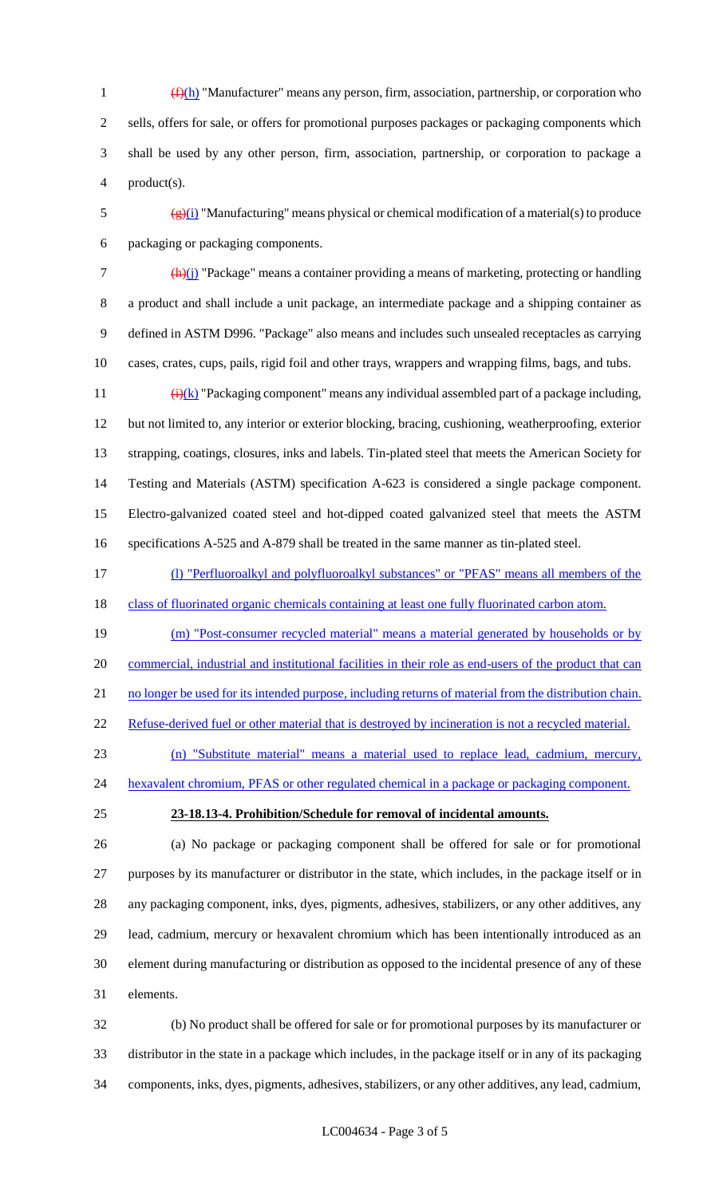~~(f)~~(h) "Manufacturer" means any person, firm, association, partnership, or corporation who sells, offers for sale, or offers for promotional purposes packages or packaging components which shall be used by any other person, firm, association, partnership, or corporation to package a product(s).

~~(g)~~(i) "Manufacturing" means physical or chemical modification of a material(s) to produce packaging or packaging components.

~~(h)~~(j) "Package" means a container providing a means of marketing, protecting or handling a product and shall include a unit package, an intermediate package and a shipping container as defined in ASTM D996. "Package" also means and includes such unsealed receptacles as carrying cases, crates, cups, pails, rigid foil and other trays, wrappers and wrapping films, bags, and tubs.

~~(i)~~(k) "Packaging component" means any individual assembled part of a package including, but not limited to, any interior or exterior blocking, bracing, cushioning, weatherproofing, exterior strapping, coatings, closures, inks and labels. Tin-plated steel that meets the American Society for Testing and Materials (ASTM) specification A-623 is considered a single package component. Electro-galvanized coated steel and hot-dipped coated galvanized steel that meets the ASTM specifications A-525 and A-879 shall be treated in the same manner as tin-plated steel.

(l) "Perfluoroalkyl and polyfluoroalkyl substances" or "PFAS" means all members of the class of fluorinated organic chemicals containing at least one fully fluorinated carbon atom.

(m) "Post-consumer recycled material" means a material generated by households or by commercial, industrial and institutional facilities in their role as end-users of the product that can no longer be used for its intended purpose, including returns of material from the distribution chain. Refuse-derived fuel or other material that is destroyed by incineration is not a recycled material.

(n) "Substitute material" means a material used to replace lead, cadmium, mercury, hexavalent chromium, PFAS or other regulated chemical in a package or packaging component.

**23-18.13-4. Prohibition/Schedule for removal of incidental amounts.**

(a) No package or packaging component shall be offered for sale or for promotional purposes by its manufacturer or distributor in the state, which includes, in the package itself or in any packaging component, inks, dyes, pigments, adhesives, stabilizers, or any other additives, any lead, cadmium, mercury or hexavalent chromium which has been intentionally introduced as an element during manufacturing or distribution as opposed to the incidental presence of any of these elements.

(b) No product shall be offered for sale or for promotional purposes by its manufacturer or distributor in the state in a package which includes, in the package itself or in any of its packaging components, inks, dyes, pigments, adhesives, stabilizers, or any other additives, any lead, cadmium,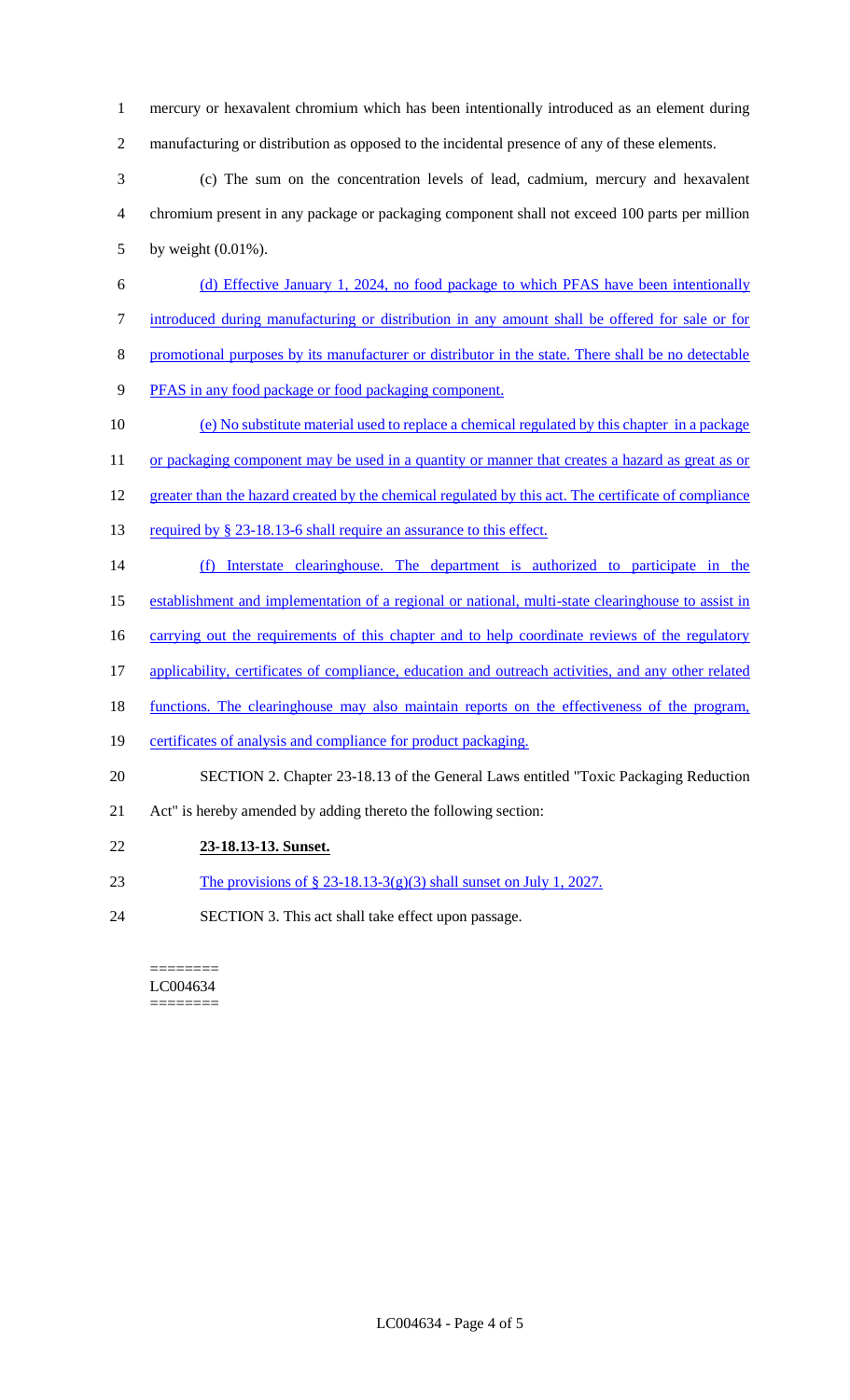mercury or hexavalent chromium which has been intentionally introduced as an element during manufacturing or distribution as opposed to the incidental presence of any of these elements.

(c) The sum on the concentration levels of lead, cadmium, mercury and hexavalent chromium present in any package or packaging component shall not exceed 100 parts per million by weight (0.01%).

(d) Effective January 1, 2024, no food package to which PFAS have been intentionally introduced during manufacturing or distribution in any amount shall be offered for sale or for promotional purposes by its manufacturer or distributor in the state. There shall be no detectable PFAS in any food package or food packaging component.

(e) No substitute material used to replace a chemical regulated by this chapter in a package or packaging component may be used in a quantity or manner that creates a hazard as great as or greater than the hazard created by the chemical regulated by this act. The certificate of compliance required by § 23-18.13-6 shall require an assurance to this effect.

(f) Interstate clearinghouse. The department is authorized to participate in the establishment and implementation of a regional or national, multi-state clearinghouse to assist in carrying out the requirements of this chapter and to help coordinate reviews of the regulatory applicability, certificates of compliance, education and outreach activities, and any other related functions. The clearinghouse may also maintain reports on the effectiveness of the program, certificates of analysis and compliance for product packaging.

SECTION 2. Chapter 23-18.13 of the General Laws entitled "Toxic Packaging Reduction Act" is hereby amended by adding thereto the following section:

**23-18.13-13. Sunset.**

The provisions of § 23-18.13-3(g)(3) shall sunset on July 1, 2027.

SECTION 3. This act shall take effect upon passage.

========
LC004634
========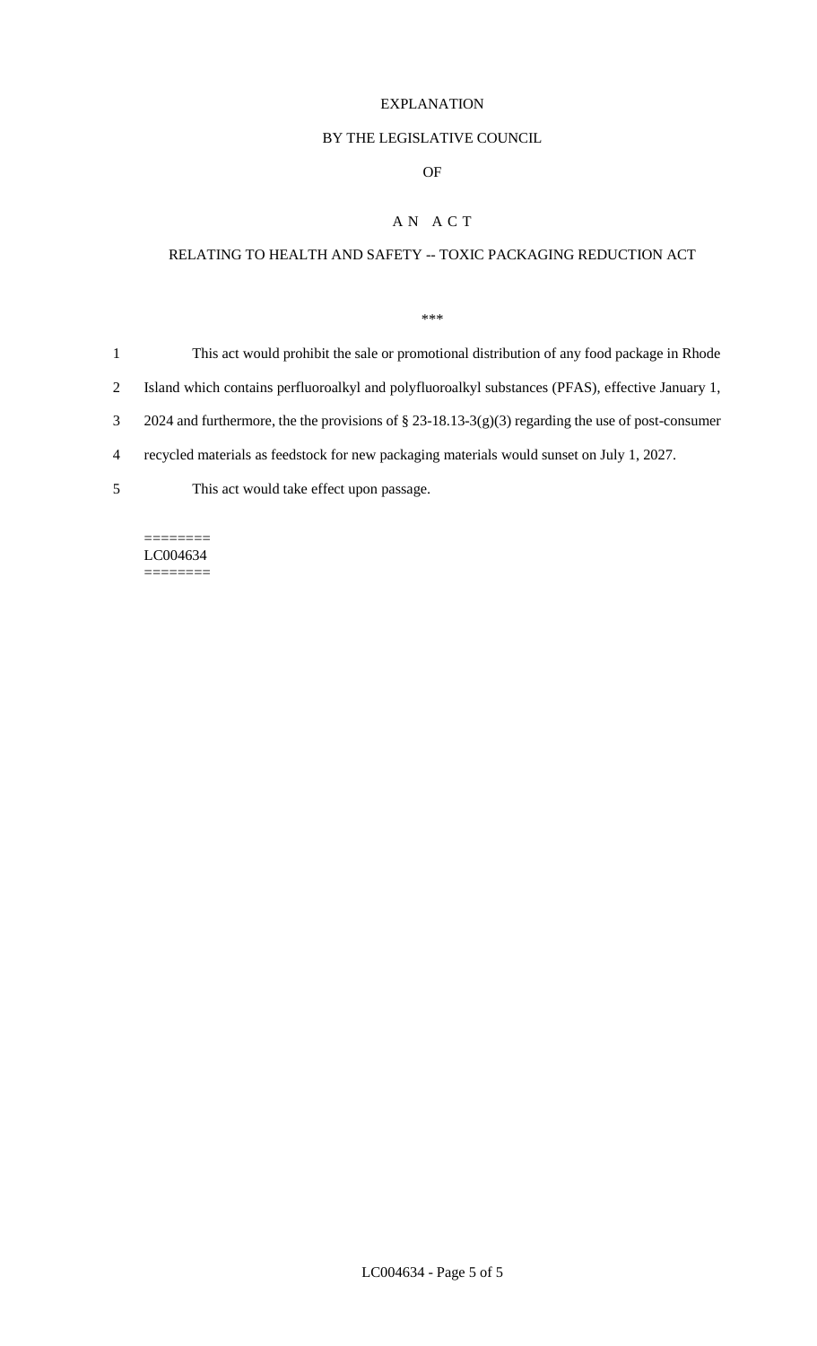EXPLANATION

BY THE LEGISLATIVE COUNCIL

OF

A N A C T

RELATING TO HEALTH AND SAFETY -- TOXIC PACKAGING REDUCTION ACT

***

This act would prohibit the sale or promotional distribution of any food package in Rhode Island which contains perfluoroalkyl and polyfluoroalkyl substances (PFAS), effective January 1, 2024 and furthermore, the the provisions of § 23-18.13-3(g)(3) regarding the use of post-consumer recycled materials as feedstock for new packaging materials would sunset on July 1, 2027.

This act would take effect upon passage.

========
LC004634
========